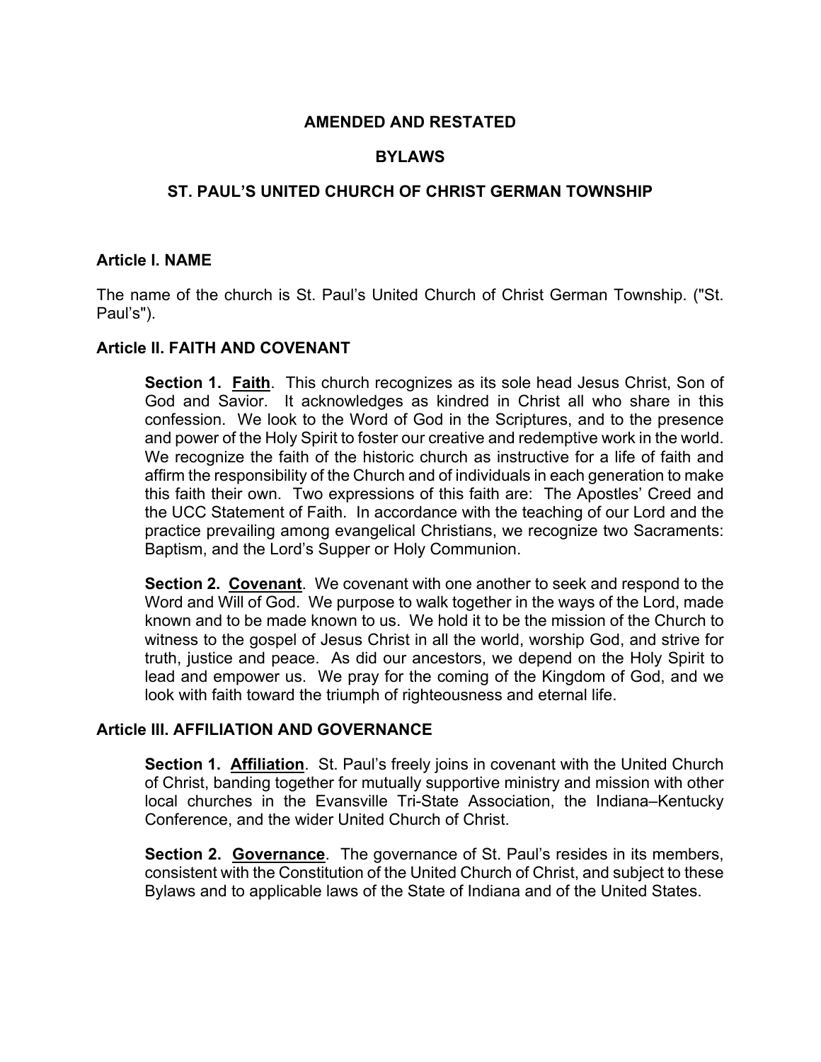# AMENDED AND RESTATED

# BYLAWS

# ST. PAUL'S UNITED CHURCH OF CHRIST GERMAN TOWNSHIP

## Article I. NAME

The name of the church is St. Paul's United Church of Christ German Township. ("St. Paul's").

## Article II. FAITH AND COVENANT

**Section 1. Faith**. This church recognizes as its sole head Jesus Christ, Son of God and Savior. It acknowledges as kindred in Christ all who share in this confession. We look to the Word of God in the Scriptures, and to the presence and power of the Holy Spirit to foster our creative and redemptive work in the world. We recognize the faith of the historic church as instructive for a life of faith and affirm the responsibility of the Church and of individuals in each generation to make this faith their own. Two expressions of this faith are: The Apostles' Creed and the UCC Statement of Faith. In accordance with the teaching of our Lord and the practice prevailing among evangelical Christians, we recognize two Sacraments: Baptism, and the Lord's Supper or Holy Communion.

**Section 2. Covenant**. We covenant with one another to seek and respond to the Word and Will of God. We purpose to walk together in the ways of the Lord, made known and to be made known to us. We hold it to be the mission of the Church to witness to the gospel of Jesus Christ in all the world, worship God, and strive for truth, justice and peace. As did our ancestors, we depend on the Holy Spirit to lead and empower us. We pray for the coming of the Kingdom of God, and we look with faith toward the triumph of righteousness and eternal life.

## Article III. AFFILIATION AND GOVERNANCE

**Section 1. Affiliation**. St. Paul's freely joins in covenant with the United Church of Christ, banding together for mutually supportive ministry and mission with other local churches in the Evansville Tri-State Association, the Indiana–Kentucky Conference, and the wider United Church of Christ.

**Section 2. Governance**. The governance of St. Paul's resides in its members, consistent with the Constitution of the United Church of Christ, and subject to these Bylaws and to applicable laws of the State of Indiana and of the United States.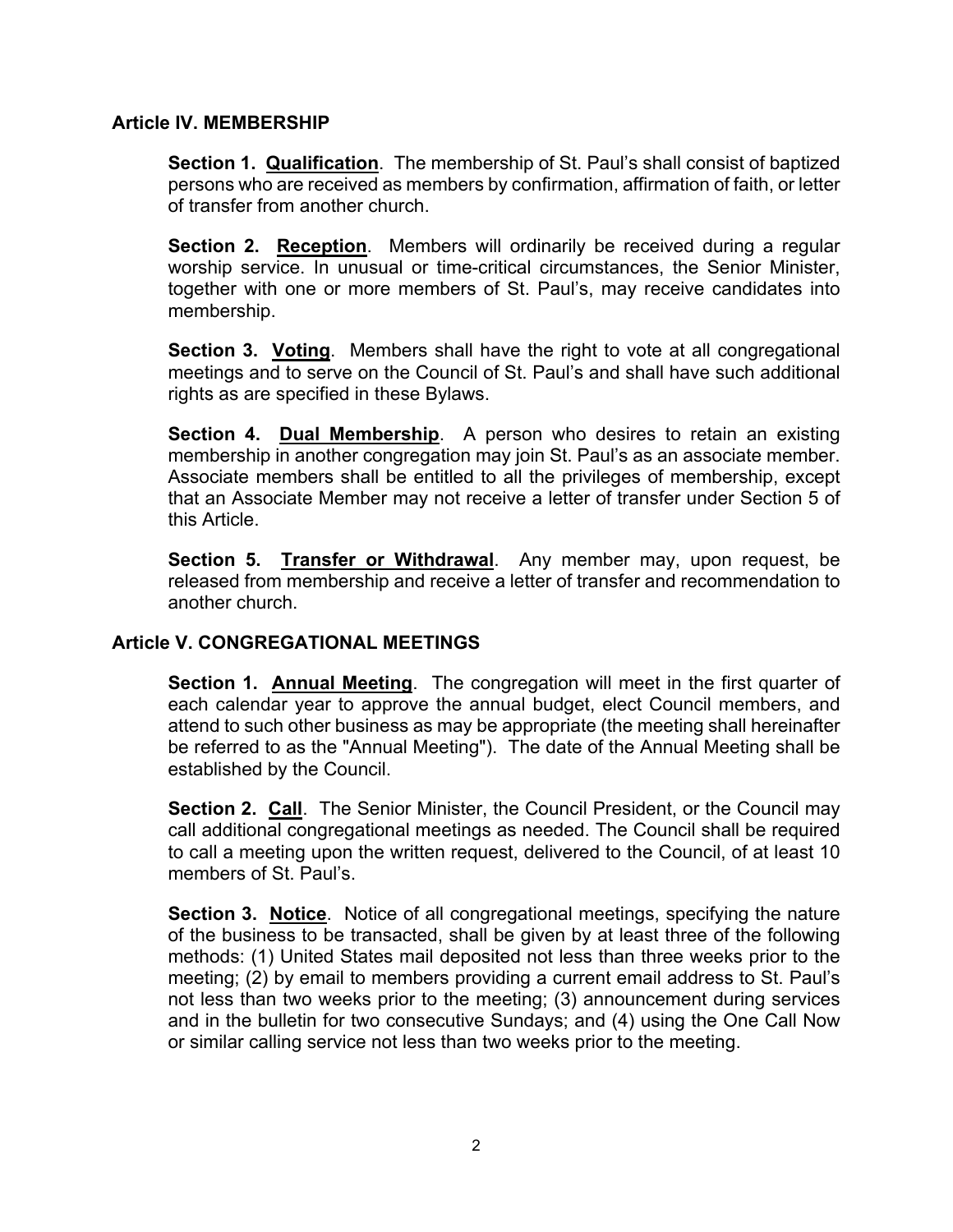## Article IV. MEMBERSHIP

**Section 1. Qualification**. The membership of St. Paul's shall consist of baptized persons who are received as members by confirmation, affirmation of faith, or letter of transfer from another church.

**Section 2. Reception**. Members will ordinarily be received during a regular worship service. In unusual or time-critical circumstances, the Senior Minister, together with one or more members of St. Paul's, may receive candidates into membership.

**Section 3. Voting**. Members shall have the right to vote at all congregational meetings and to serve on the Council of St. Paul's and shall have such additional rights as are specified in these Bylaws.

**Section 4. Dual Membership**. A person who desires to retain an existing membership in another congregation may join St. Paul's as an associate member. Associate members shall be entitled to all the privileges of membership, except that an Associate Member may not receive a letter of transfer under Section 5 of this Article.

**Section 5. Transfer or Withdrawal**. Any member may, upon request, be released from membership and receive a letter of transfer and recommendation to another church.

## Article V. CONGREGATIONAL MEETINGS

**Section 1. Annual Meeting**. The congregation will meet in the first quarter of each calendar year to approve the annual budget, elect Council members, and attend to such other business as may be appropriate (the meeting shall hereinafter be referred to as the "Annual Meeting"). The date of the Annual Meeting shall be established by the Council.

**Section 2. Call**. The Senior Minister, the Council President, or the Council may call additional congregational meetings as needed. The Council shall be required to call a meeting upon the written request, delivered to the Council, of at least 10 members of St. Paul's.

**Section 3. Notice**. Notice of all congregational meetings, specifying the nature of the business to be transacted, shall be given by at least three of the following methods: (1) United States mail deposited not less than three weeks prior to the meeting; (2) by email to members providing a current email address to St. Paul's not less than two weeks prior to the meeting; (3) announcement during services and in the bulletin for two consecutive Sundays; and (4) using the One Call Now or similar calling service not less than two weeks prior to the meeting.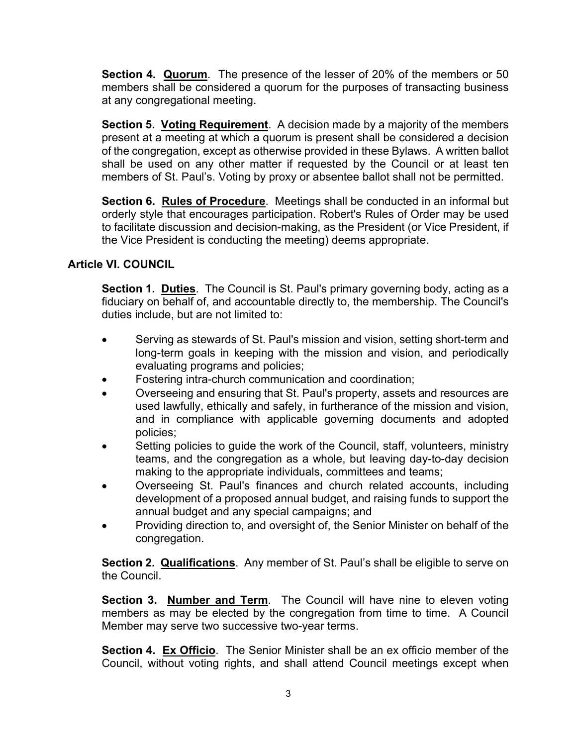**Section 4. Quorum**. The presence of the lesser of 20% of the members or 50 members shall be considered a quorum for the purposes of transacting business at any congregational meeting.

**Section 5. Voting Requirement**. A decision made by a majority of the members present at a meeting at which a quorum is present shall be considered a decision of the congregation, except as otherwise provided in these Bylaws. A written ballot shall be used on any other matter if requested by the Council or at least ten members of St. Paul's. Voting by proxy or absentee ballot shall not be permitted.

**Section 6. Rules of Procedure**. Meetings shall be conducted in an informal but orderly style that encourages participation. Robert's Rules of Order may be used to facilitate discussion and decision-making, as the President (or Vice President, if the Vice President is conducting the meeting) deems appropriate.

## Article VI. COUNCIL

**Section 1. Duties**. The Council is St. Paul's primary governing body, acting as a fiduciary on behalf of, and accountable directly to, the membership. The Council's duties include, but are not limited to:

- Serving as stewards of St. Paul's mission and vision, setting short-term and long-term goals in keeping with the mission and vision, and periodically evaluating programs and policies;
- Fostering intra-church communication and coordination;
- Overseeing and ensuring that St. Paul's property, assets and resources are used lawfully, ethically and safely, in furtherance of the mission and vision, and in compliance with applicable governing documents and adopted policies;
- Setting policies to guide the work of the Council, staff, volunteers, ministry teams, and the congregation as a whole, but leaving day-to-day decision making to the appropriate individuals, committees and teams;
- Overseeing St. Paul's finances and church related accounts, including development of a proposed annual budget, and raising funds to support the annual budget and any special campaigns; and
- Providing direction to, and oversight of, the Senior Minister on behalf of the congregation.

**Section 2. Qualifications**. Any member of St. Paul's shall be eligible to serve on the Council.

**Section 3. Number and Term**. The Council will have nine to eleven voting members as may be elected by the congregation from time to time. A Council Member may serve two successive two-year terms.

**Section 4. Ex Officio**. The Senior Minister shall be an ex officio member of the Council, without voting rights, and shall attend Council meetings except when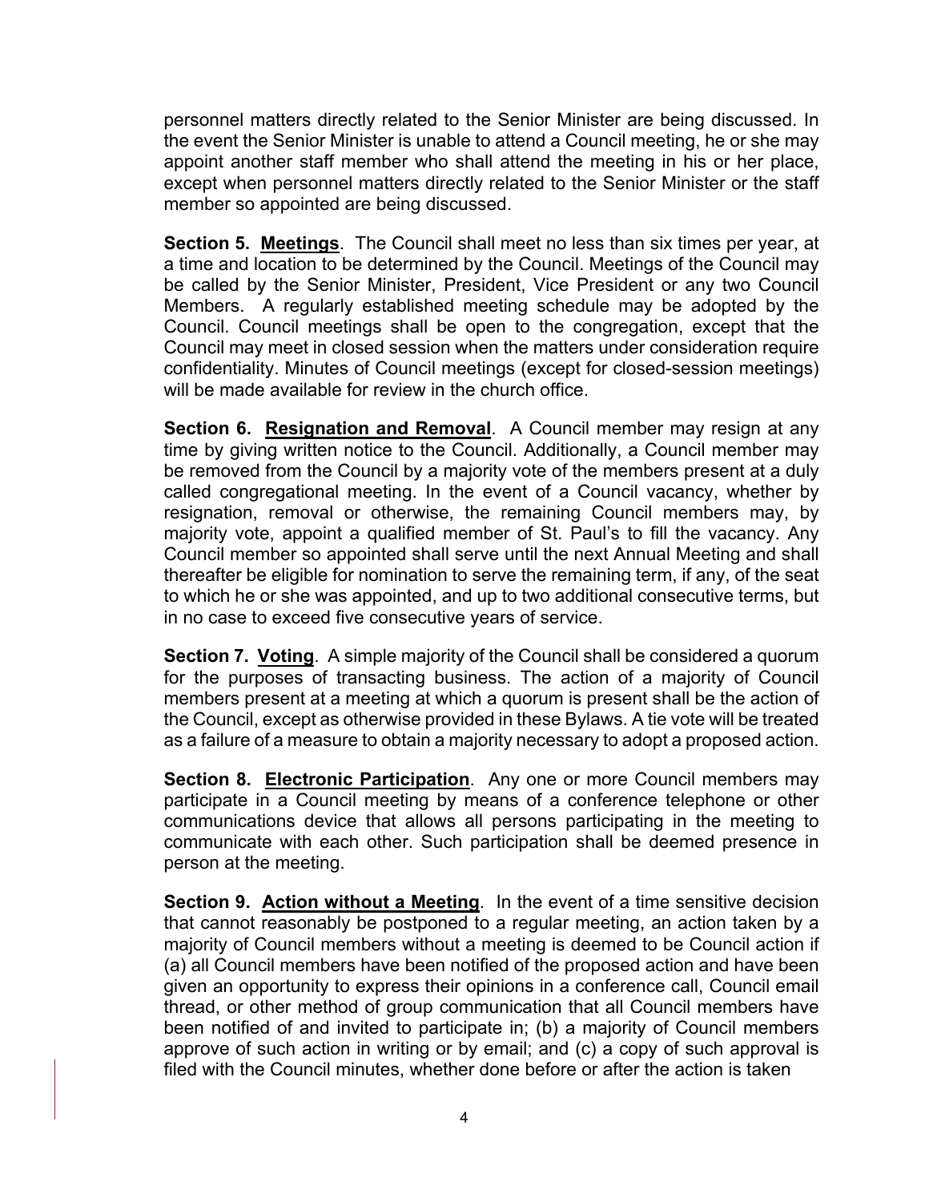personnel matters directly related to the Senior Minister are being discussed. In the event the Senior Minister is unable to attend a Council meeting, he or she may appoint another staff member who shall attend the meeting in his or her place, except when personnel matters directly related to the Senior Minister or the staff member so appointed are being discussed.

**Section 5. Meetings**. The Council shall meet no less than six times per year, at a time and location to be determined by the Council. Meetings of the Council may be called by the Senior Minister, President, Vice President or any two Council Members. A regularly established meeting schedule may be adopted by the Council. Council meetings shall be open to the congregation, except that the Council may meet in closed session when the matters under consideration require confidentiality. Minutes of Council meetings (except for closed-session meetings) will be made available for review in the church office.

**Section 6. Resignation and Removal**. A Council member may resign at any time by giving written notice to the Council. Additionally, a Council member may be removed from the Council by a majority vote of the members present at a duly called congregational meeting. In the event of a Council vacancy, whether by resignation, removal or otherwise, the remaining Council members may, by majority vote, appoint a qualified member of St. Paul's to fill the vacancy. Any Council member so appointed shall serve until the next Annual Meeting and shall thereafter be eligible for nomination to serve the remaining term, if any, of the seat to which he or she was appointed, and up to two additional consecutive terms, but in no case to exceed five consecutive years of service.

**Section 7. Voting**. A simple majority of the Council shall be considered a quorum for the purposes of transacting business. The action of a majority of Council members present at a meeting at which a quorum is present shall be the action of the Council, except as otherwise provided in these Bylaws. A tie vote will be treated as a failure of a measure to obtain a majority necessary to adopt a proposed action.

**Section 8. Electronic Participation**. Any one or more Council members may participate in a Council meeting by means of a conference telephone or other communications device that allows all persons participating in the meeting to communicate with each other. Such participation shall be deemed presence in person at the meeting.

**Section 9. Action without a Meeting**. In the event of a time sensitive decision that cannot reasonably be postponed to a regular meeting, an action taken by a majority of Council members without a meeting is deemed to be Council action if (a) all Council members have been notified of the proposed action and have been given an opportunity to express their opinions in a conference call, Council email thread, or other method of group communication that all Council members have been notified of and invited to participate in; (b) a majority of Council members approve of such action in writing or by email; and (c) a copy of such approval is filed with the Council minutes, whether done before or after the action is taken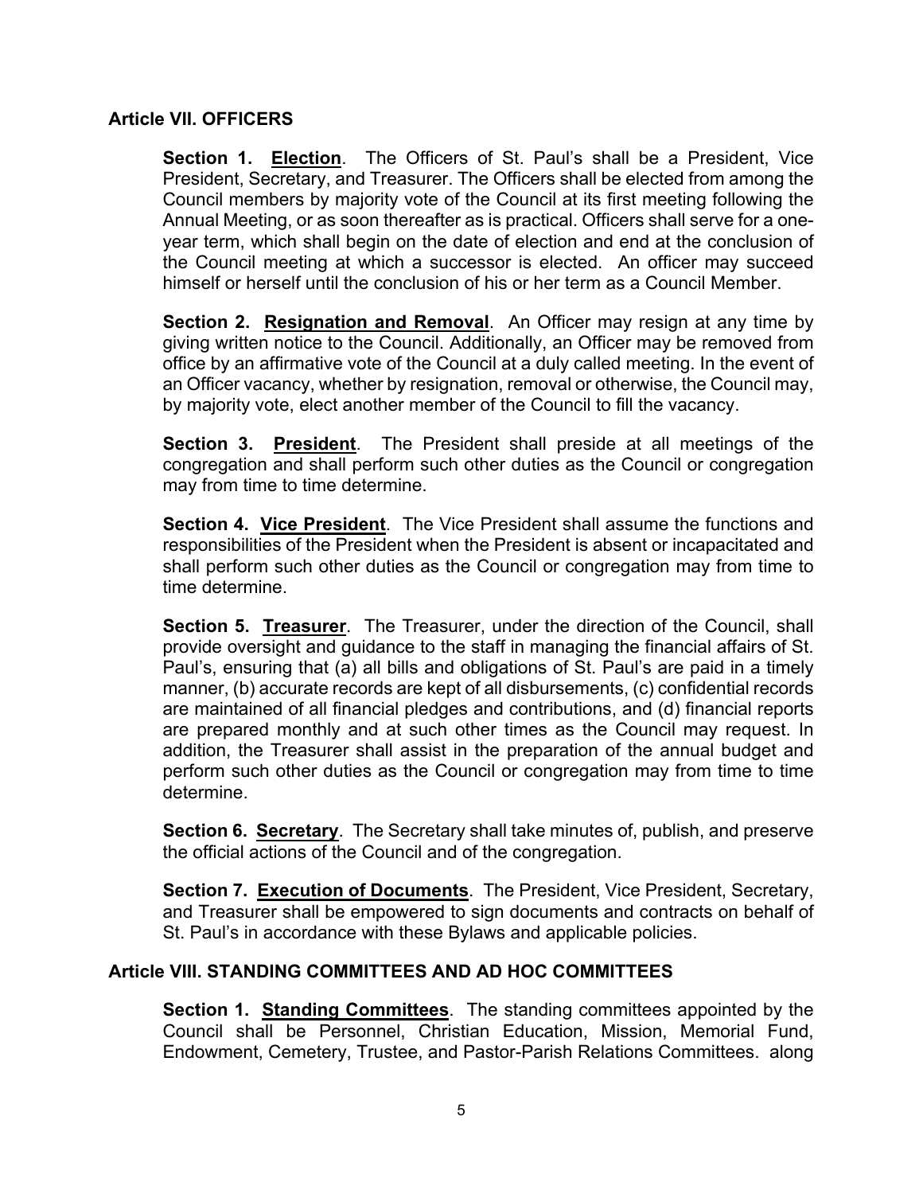### Article VII. OFFICERS

**Section 1. Election**. The Officers of St. Paul's shall be a President, Vice President, Secretary, and Treasurer. The Officers shall be elected from among the Council members by majority vote of the Council at its first meeting following the Annual Meeting, or as soon thereafter as is practical. Officers shall serve for a one-year term, which shall begin on the date of election and end at the conclusion of the Council meeting at which a successor is elected. An officer may succeed himself or herself until the conclusion of his or her term as a Council Member.

**Section 2. Resignation and Removal**. An Officer may resign at any time by giving written notice to the Council. Additionally, an Officer may be removed from office by an affirmative vote of the Council at a duly called meeting. In the event of an Officer vacancy, whether by resignation, removal or otherwise, the Council may, by majority vote, elect another member of the Council to fill the vacancy.

**Section 3. President**. The President shall preside at all meetings of the congregation and shall perform such other duties as the Council or congregation may from time to time determine.

**Section 4. Vice President**. The Vice President shall assume the functions and responsibilities of the President when the President is absent or incapacitated and shall perform such other duties as the Council or congregation may from time to time determine.

**Section 5. Treasurer**. The Treasurer, under the direction of the Council, shall provide oversight and guidance to the staff in managing the financial affairs of St. Paul's, ensuring that (a) all bills and obligations of St. Paul's are paid in a timely manner, (b) accurate records are kept of all disbursements, (c) confidential records are maintained of all financial pledges and contributions, and (d) financial reports are prepared monthly and at such other times as the Council may request. In addition, the Treasurer shall assist in the preparation of the annual budget and perform such other duties as the Council or congregation may from time to time determine.

**Section 6. Secretary**. The Secretary shall take minutes of, publish, and preserve the official actions of the Council and of the congregation.

**Section 7. Execution of Documents**. The President, Vice President, Secretary, and Treasurer shall be empowered to sign documents and contracts on behalf of St. Paul's in accordance with these Bylaws and applicable policies.

### Article VIII. STANDING COMMITTEES AND AD HOC COMMITTEES

**Section 1. Standing Committees**. The standing committees appointed by the Council shall be Personnel, Christian Education, Mission, Memorial Fund, Endowment, Cemetery, Trustee, and Pastor-Parish Relations Committees. along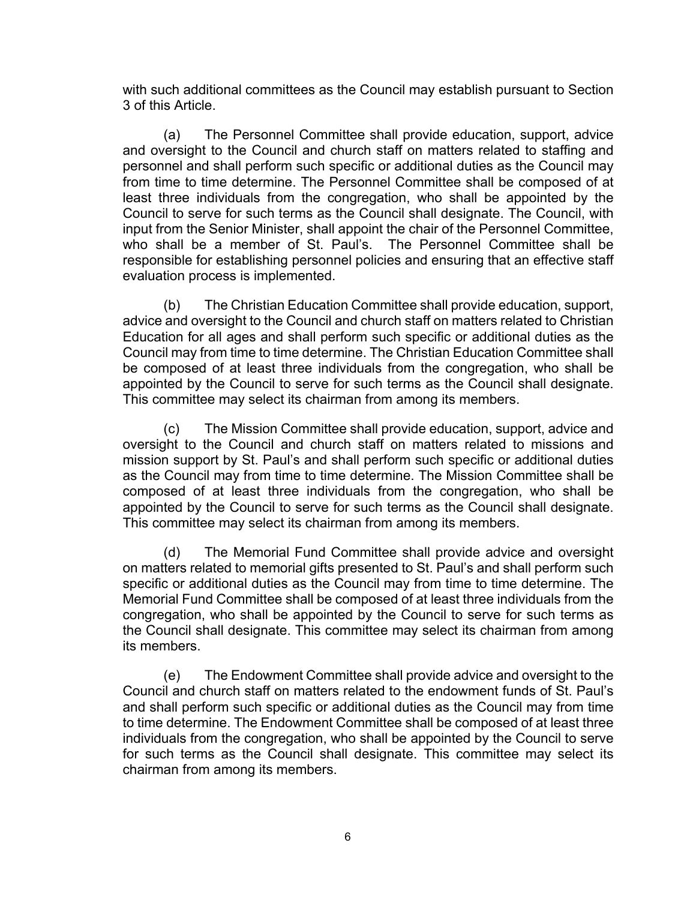with such additional committees as the Council may establish pursuant to Section 3 of this Article.

(a) The Personnel Committee shall provide education, support, advice and oversight to the Council and church staff on matters related to staffing and personnel and shall perform such specific or additional duties as the Council may from time to time determine. The Personnel Committee shall be composed of at least three individuals from the congregation, who shall be appointed by the Council to serve for such terms as the Council shall designate. The Council, with input from the Senior Minister, shall appoint the chair of the Personnel Committee, who shall be a member of St. Paul's. The Personnel Committee shall be responsible for establishing personnel policies and ensuring that an effective staff evaluation process is implemented.

(b) The Christian Education Committee shall provide education, support, advice and oversight to the Council and church staff on matters related to Christian Education for all ages and shall perform such specific or additional duties as the Council may from time to time determine. The Christian Education Committee shall be composed of at least three individuals from the congregation, who shall be appointed by the Council to serve for such terms as the Council shall designate. This committee may select its chairman from among its members.

(c) The Mission Committee shall provide education, support, advice and oversight to the Council and church staff on matters related to missions and mission support by St. Paul's and shall perform such specific or additional duties as the Council may from time to time determine. The Mission Committee shall be composed of at least three individuals from the congregation, who shall be appointed by the Council to serve for such terms as the Council shall designate. This committee may select its chairman from among its members.

(d) The Memorial Fund Committee shall provide advice and oversight on matters related to memorial gifts presented to St. Paul's and shall perform such specific or additional duties as the Council may from time to time determine. The Memorial Fund Committee shall be composed of at least three individuals from the congregation, who shall be appointed by the Council to serve for such terms as the Council shall designate. This committee may select its chairman from among its members.

(e) The Endowment Committee shall provide advice and oversight to the Council and church staff on matters related to the endowment funds of St. Paul's and shall perform such specific or additional duties as the Council may from time to time determine. The Endowment Committee shall be composed of at least three individuals from the congregation, who shall be appointed by the Council to serve for such terms as the Council shall designate. This committee may select its chairman from among its members.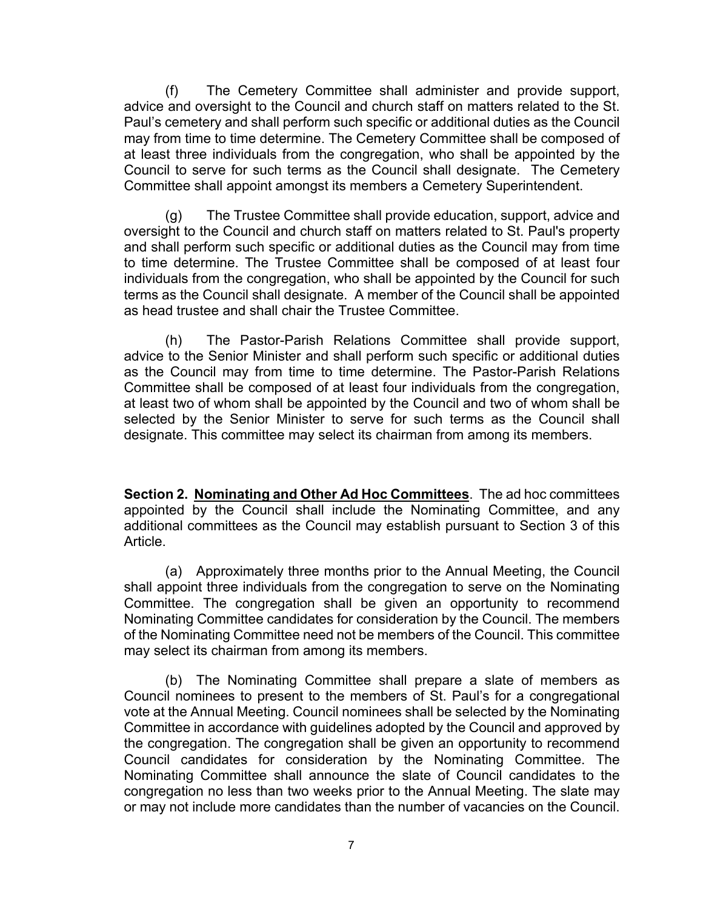(f) The Cemetery Committee shall administer and provide support, advice and oversight to the Council and church staff on matters related to the St. Paul's cemetery and shall perform such specific or additional duties as the Council may from time to time determine. The Cemetery Committee shall be composed of at least three individuals from the congregation, who shall be appointed by the Council to serve for such terms as the Council shall designate. The Cemetery Committee shall appoint amongst its members a Cemetery Superintendent.

(g) The Trustee Committee shall provide education, support, advice and oversight to the Council and church staff on matters related to St. Paul's property and shall perform such specific or additional duties as the Council may from time to time determine. The Trustee Committee shall be composed of at least four individuals from the congregation, who shall be appointed by the Council for such terms as the Council shall designate. A member of the Council shall be appointed as head trustee and shall chair the Trustee Committee.

(h) The Pastor-Parish Relations Committee shall provide support, advice to the Senior Minister and shall perform such specific or additional duties as the Council may from time to time determine. The Pastor-Parish Relations Committee shall be composed of at least four individuals from the congregation, at least two of whom shall be appointed by the Council and two of whom shall be selected by the Senior Minister to serve for such terms as the Council shall designate. This committee may select its chairman from among its members.

**Section 2. Nominating and Other Ad Hoc Committees**. The ad hoc committees appointed by the Council shall include the Nominating Committee, and any additional committees as the Council may establish pursuant to Section 3 of this Article.

(a) Approximately three months prior to the Annual Meeting, the Council shall appoint three individuals from the congregation to serve on the Nominating Committee. The congregation shall be given an opportunity to recommend Nominating Committee candidates for consideration by the Council. The members of the Nominating Committee need not be members of the Council. This committee may select its chairman from among its members.

(b) The Nominating Committee shall prepare a slate of members as Council nominees to present to the members of St. Paul's for a congregational vote at the Annual Meeting. Council nominees shall be selected by the Nominating Committee in accordance with guidelines adopted by the Council and approved by the congregation. The congregation shall be given an opportunity to recommend Council candidates for consideration by the Nominating Committee. The Nominating Committee shall announce the slate of Council candidates to the congregation no less than two weeks prior to the Annual Meeting. The slate may or may not include more candidates than the number of vacancies on the Council.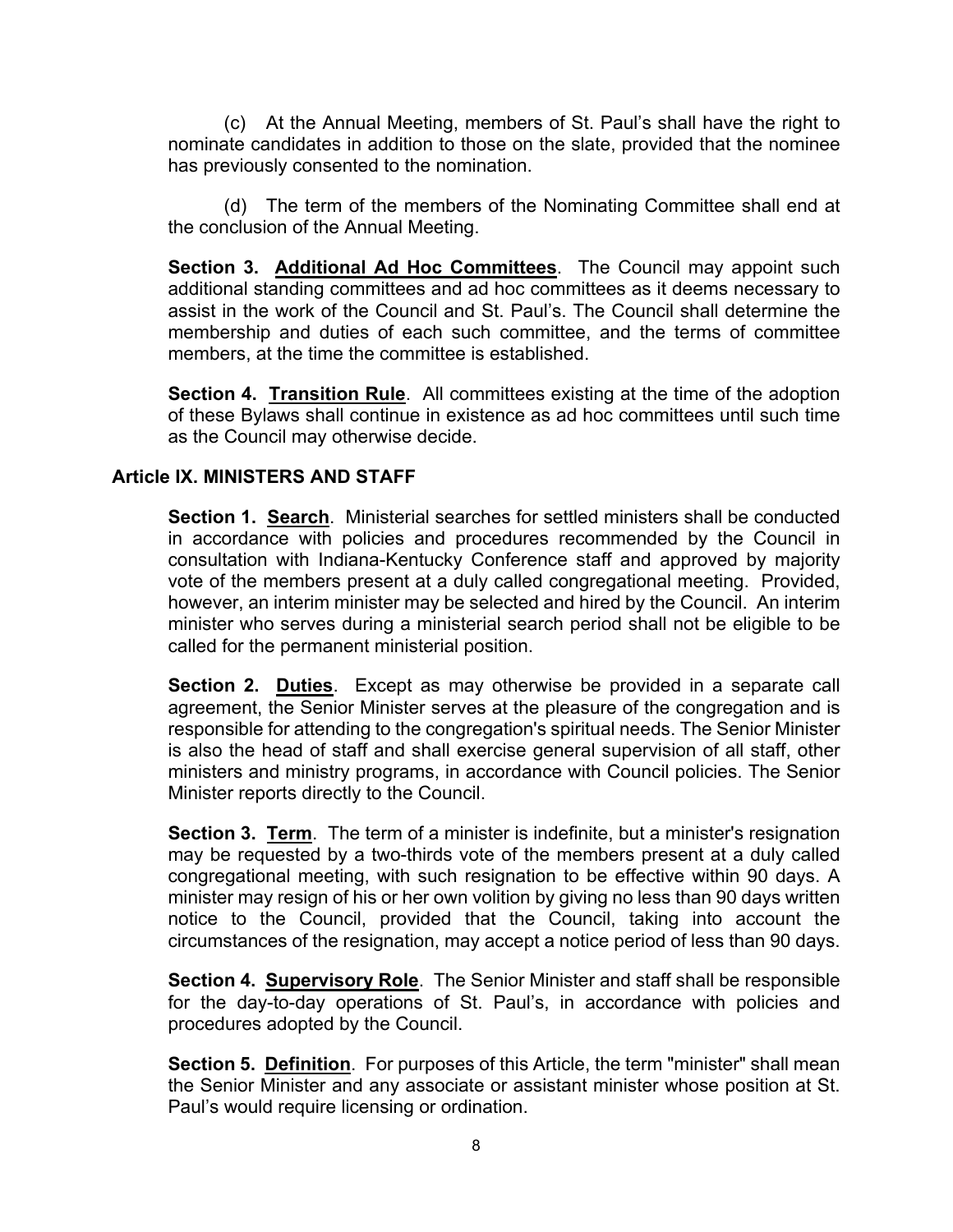(c) At the Annual Meeting, members of St. Paul's shall have the right to nominate candidates in addition to those on the slate, provided that the nominee has previously consented to the nomination.

(d) The term of the members of the Nominating Committee shall end at the conclusion of the Annual Meeting.

**Section 3. Additional Ad Hoc Committees**. The Council may appoint such additional standing committees and ad hoc committees as it deems necessary to assist in the work of the Council and St. Paul's. The Council shall determine the membership and duties of each such committee, and the terms of committee members, at the time the committee is established.

**Section 4. Transition Rule**. All committees existing at the time of the adoption of these Bylaws shall continue in existence as ad hoc committees until such time as the Council may otherwise decide.

## Article IX. MINISTERS AND STAFF

**Section 1. Search**. Ministerial searches for settled ministers shall be conducted in accordance with policies and procedures recommended by the Council in consultation with Indiana-Kentucky Conference staff and approved by majority vote of the members present at a duly called congregational meeting. Provided, however, an interim minister may be selected and hired by the Council. An interim minister who serves during a ministerial search period shall not be eligible to be called for the permanent ministerial position.

**Section 2. Duties**. Except as may otherwise be provided in a separate call agreement, the Senior Minister serves at the pleasure of the congregation and is responsible for attending to the congregation's spiritual needs. The Senior Minister is also the head of staff and shall exercise general supervision of all staff, other ministers and ministry programs, in accordance with Council policies. The Senior Minister reports directly to the Council.

**Section 3. Term**. The term of a minister is indefinite, but a minister's resignation may be requested by a two-thirds vote of the members present at a duly called congregational meeting, with such resignation to be effective within 90 days. A minister may resign of his or her own volition by giving no less than 90 days written notice to the Council, provided that the Council, taking into account the circumstances of the resignation, may accept a notice period of less than 90 days.

**Section 4. Supervisory Role**. The Senior Minister and staff shall be responsible for the day-to-day operations of St. Paul's, in accordance with policies and procedures adopted by the Council.

**Section 5. Definition**. For purposes of this Article, the term "minister" shall mean the Senior Minister and any associate or assistant minister whose position at St. Paul's would require licensing or ordination.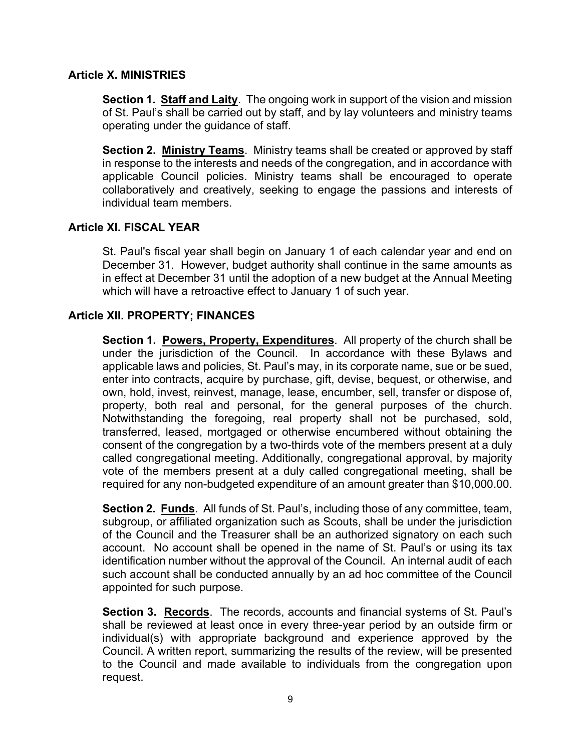### Article X. MINISTRIES

**Section 1. <u>Staff and Laity</u>**. The ongoing work in support of the vision and mission of St. Paul's shall be carried out by staff, and by lay volunteers and ministry teams operating under the guidance of staff.

**Section 2. <u>Ministry Teams</u>**. Ministry teams shall be created or approved by staff in response to the interests and needs of the congregation, and in accordance with applicable Council policies. Ministry teams shall be encouraged to operate collaboratively and creatively, seeking to engage the passions and interests of individual team members.

### Article XI. FISCAL YEAR

St. Paul's fiscal year shall begin on January 1 of each calendar year and end on December 31. However, budget authority shall continue in the same amounts as in effect at December 31 until the adoption of a new budget at the Annual Meeting which will have a retroactive effect to January 1 of such year.

### Article XII. PROPERTY; FINANCES

**Section 1. <u>Powers, Property, Expenditures</u>**. All property of the church shall be under the jurisdiction of the Council. In accordance with these Bylaws and applicable laws and policies, St. Paul's may, in its corporate name, sue or be sued, enter into contracts, acquire by purchase, gift, devise, bequest, or otherwise, and own, hold, invest, reinvest, manage, lease, encumber, sell, transfer or dispose of, property, both real and personal, for the general purposes of the church. Notwithstanding the foregoing, real property shall not be purchased, sold, transferred, leased, mortgaged or otherwise encumbered without obtaining the consent of the congregation by a two-thirds vote of the members present at a duly called congregational meeting. Additionally, congregational approval, by majority vote of the members present at a duly called congregational meeting, shall be required for any non-budgeted expenditure of an amount greater than $10,000.00.

**Section 2. <u>Funds</u>**. All funds of St. Paul's, including those of any committee, team, subgroup, or affiliated organization such as Scouts, shall be under the jurisdiction of the Council and the Treasurer shall be an authorized signatory on each such account. No account shall be opened in the name of St. Paul's or using its tax identification number without the approval of the Council. An internal audit of each such account shall be conducted annually by an ad hoc committee of the Council appointed for such purpose.

**Section 3. <u>Records</u>**. The records, accounts and financial systems of St. Paul's shall be reviewed at least once in every three-year period by an outside firm or individual(s) with appropriate background and experience approved by the Council. A written report, summarizing the results of the review, will be presented to the Council and made available to individuals from the congregation upon request.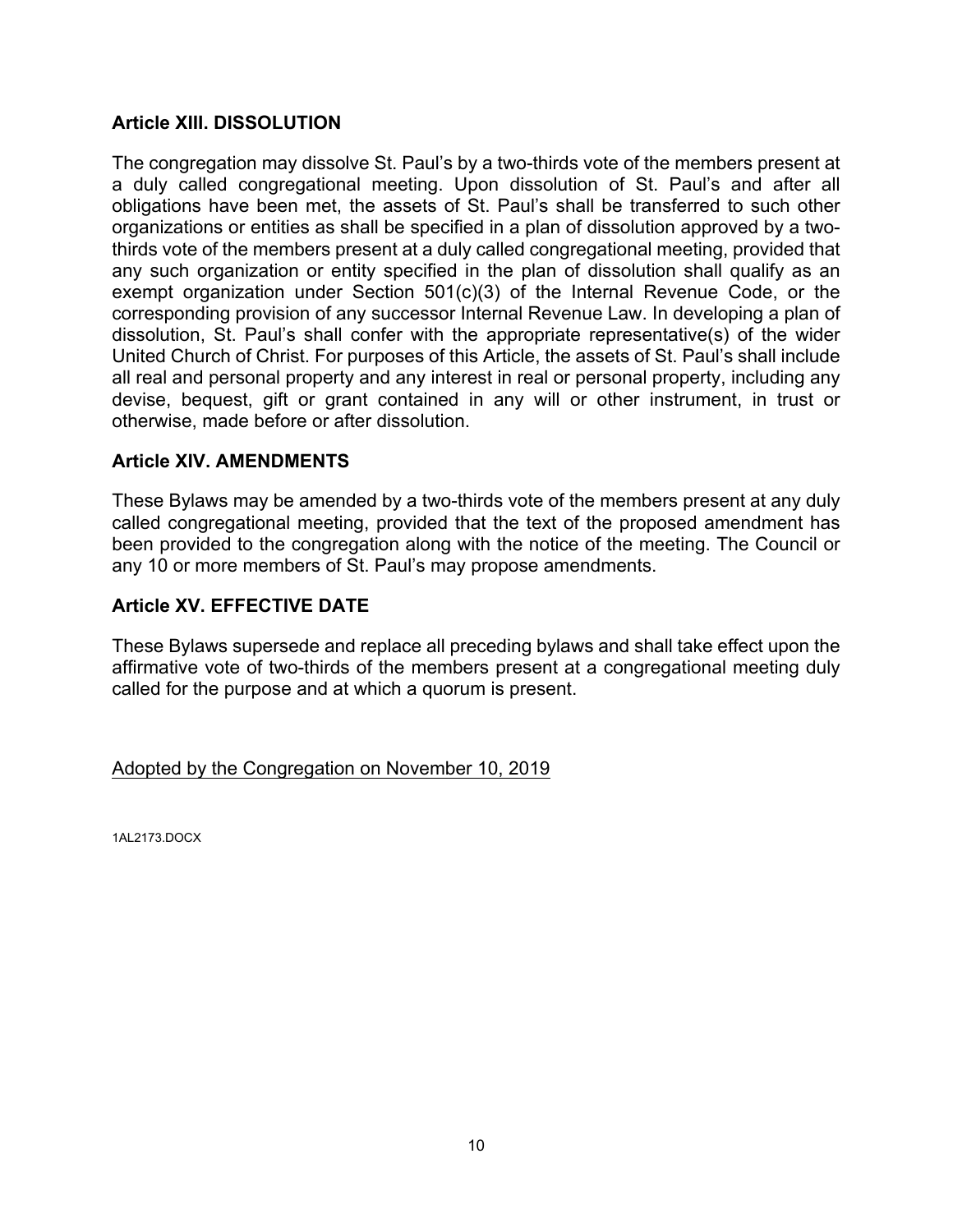### Article XIII. DISSOLUTION

The congregation may dissolve St. Paul's by a two-thirds vote of the members present at a duly called congregational meeting. Upon dissolution of St. Paul's and after all obligations have been met, the assets of St. Paul's shall be transferred to such other organizations or entities as shall be specified in a plan of dissolution approved by a two-thirds vote of the members present at a duly called congregational meeting, provided that any such organization or entity specified in the plan of dissolution shall qualify as an exempt organization under Section 501(c)(3) of the Internal Revenue Code, or the corresponding provision of any successor Internal Revenue Law. In developing a plan of dissolution, St. Paul's shall confer with the appropriate representative(s) of the wider United Church of Christ. For purposes of this Article, the assets of St. Paul's shall include all real and personal property and any interest in real or personal property, including any devise, bequest, gift or grant contained in any will or other instrument, in trust or otherwise, made before or after dissolution.

### Article XIV. AMENDMENTS

These Bylaws may be amended by a two-thirds vote of the members present at any duly called congregational meeting, provided that the text of the proposed amendment has been provided to the congregation along with the notice of the meeting. The Council or any 10 or more members of St. Paul's may propose amendments.

### Article XV. EFFECTIVE DATE

These Bylaws supersede and replace all preceding bylaws and shall take effect upon the affirmative vote of two-thirds of the members present at a congregational meeting duly called for the purpose and at which a quorum is present.

<u>Adopted by the Congregation on November 10, 2019</u>

1AL2173.DOCX